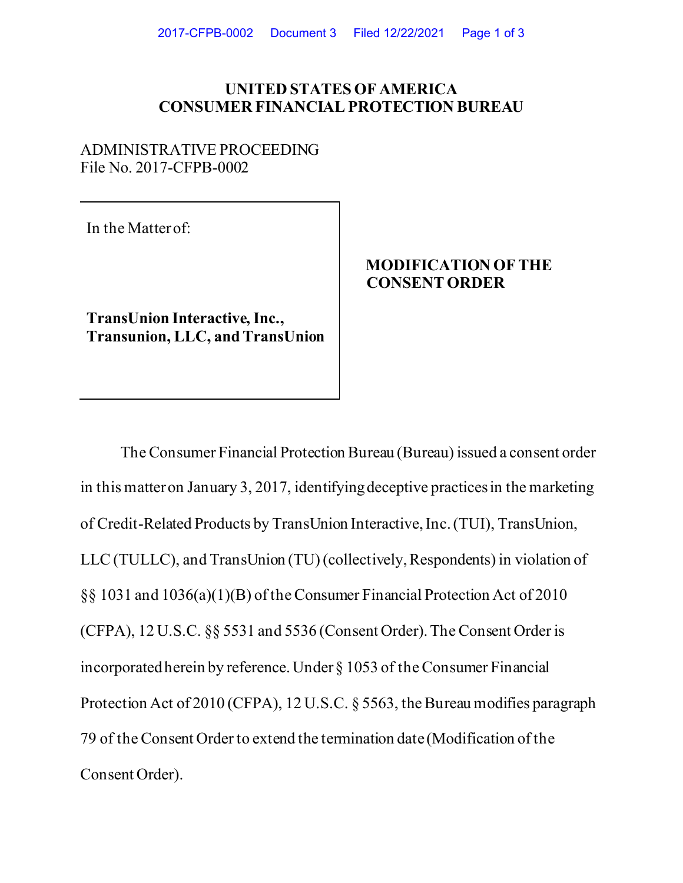# UNITED STATES OF AMERICA
# CONSUMER FINANCIAL PROTECTION BUREAU

ADMINISTRATIVE PROCEEDING
File No. 2017-CFPB-0002

| In the Matter of: | |
| --- | --- |
| **TransUnion Interactive, Inc., Transunion, LLC, and TransUnion** | **MODIFICATION OF THE CONSENT ORDER** |

The Consumer Financial Protection Bureau (Bureau) issued a consent order in this matter on January 3, 2017, identifying deceptive practices in the marketing of Credit-Related Products by TransUnion Interactive, Inc. (TUI), TransUnion, LLC (TULLC), and TransUnion (TU) (collectively, Respondents) in violation of §§ 1031 and 1036(a)(1)(B) of the Consumer Financial Protection Act of 2010 (CFPA), 12 U.S.C. §§ 5531 and 5536 (Consent Order). The Consent Order is incorporated herein by reference. Under § 1053 of the Consumer Financial Protection Act of 2010 (CFPA), 12 U.S.C. § 5563, the Bureau modifies paragraph 79 of the Consent Order to extend the termination date (Modification of the Consent Order).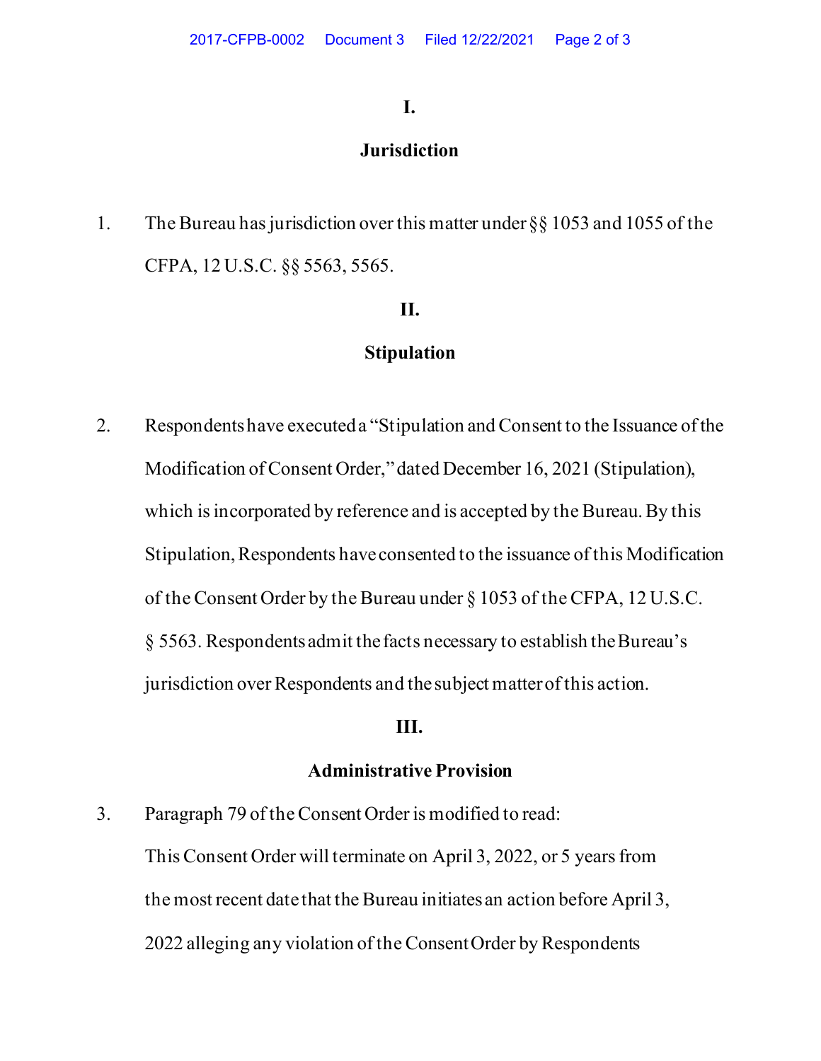# I.

# Jurisdiction

1. The Bureau has jurisdiction over this matter under §§ 1053 and 1055 of the CFPA, 12 U.S.C. §§ 5563, 5565.

# II.

# Stipulation

2. Respondents have executed a "Stipulation and Consent to the Issuance of the Modification of Consent Order," dated December 16, 2021 (Stipulation), which is incorporated by reference and is accepted by the Bureau. By this Stipulation, Respondents have consented to the issuance of this Modification of the Consent Order by the Bureau under § 1053 of the CFPA, 12 U.S.C. § 5563. Respondents admit the facts necessary to establish the Bureau's jurisdiction over Respondents and the subject matter of this action.

# III.

# Administrative Provision

3. Paragraph 79 of the Consent Order is modified to read:

   This Consent Order will terminate on April 3, 2022, or 5 years from the most recent date that the Bureau initiates an action before April 3, 2022 alleging any violation of the Consent Order by Respondents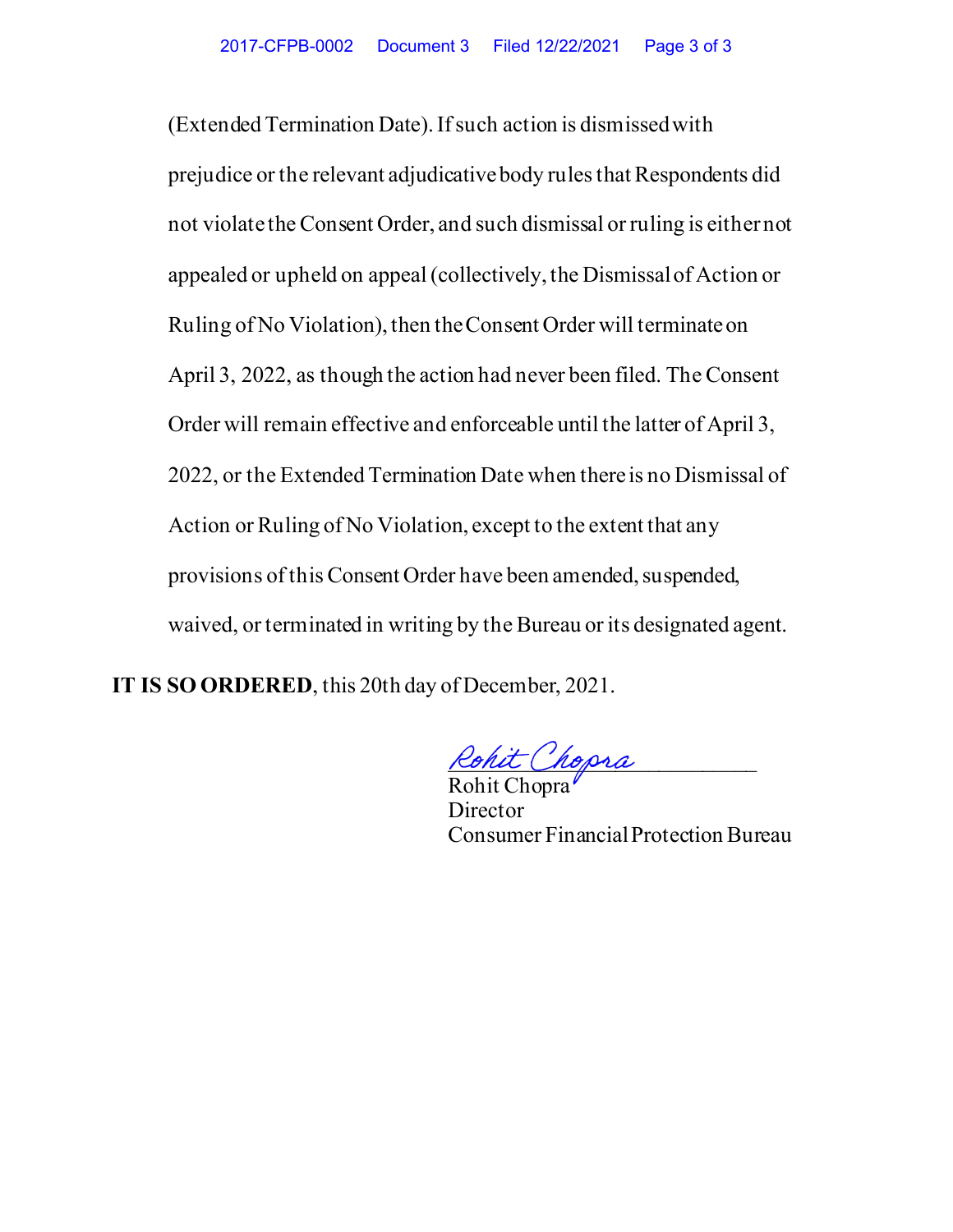(Extended Termination Date). If such action is dismissed with prejudice or the relevant adjudicative body rules that Respondents did not violate the Consent Order, and such dismissal or ruling is either not appealed or upheld on appeal (collectively, the Dismissal of Action or Ruling of No Violation), then the Consent Order will terminate on April 3, 2022, as though the action had never been filed. The Consent Order will remain effective and enforceable until the latter of April 3, 2022, or the Extended Termination Date when there is no Dismissal of Action or Ruling of No Violation, except to the extent that any provisions of this Consent Order have been amended, suspended, waived, or terminated in writing by the Bureau or its designated agent.

**IT IS SO ORDERED**, this 20th day of December, 2021.

Rohit Chopra
Rohit Chopra
Director
Consumer Financial Protection Bureau